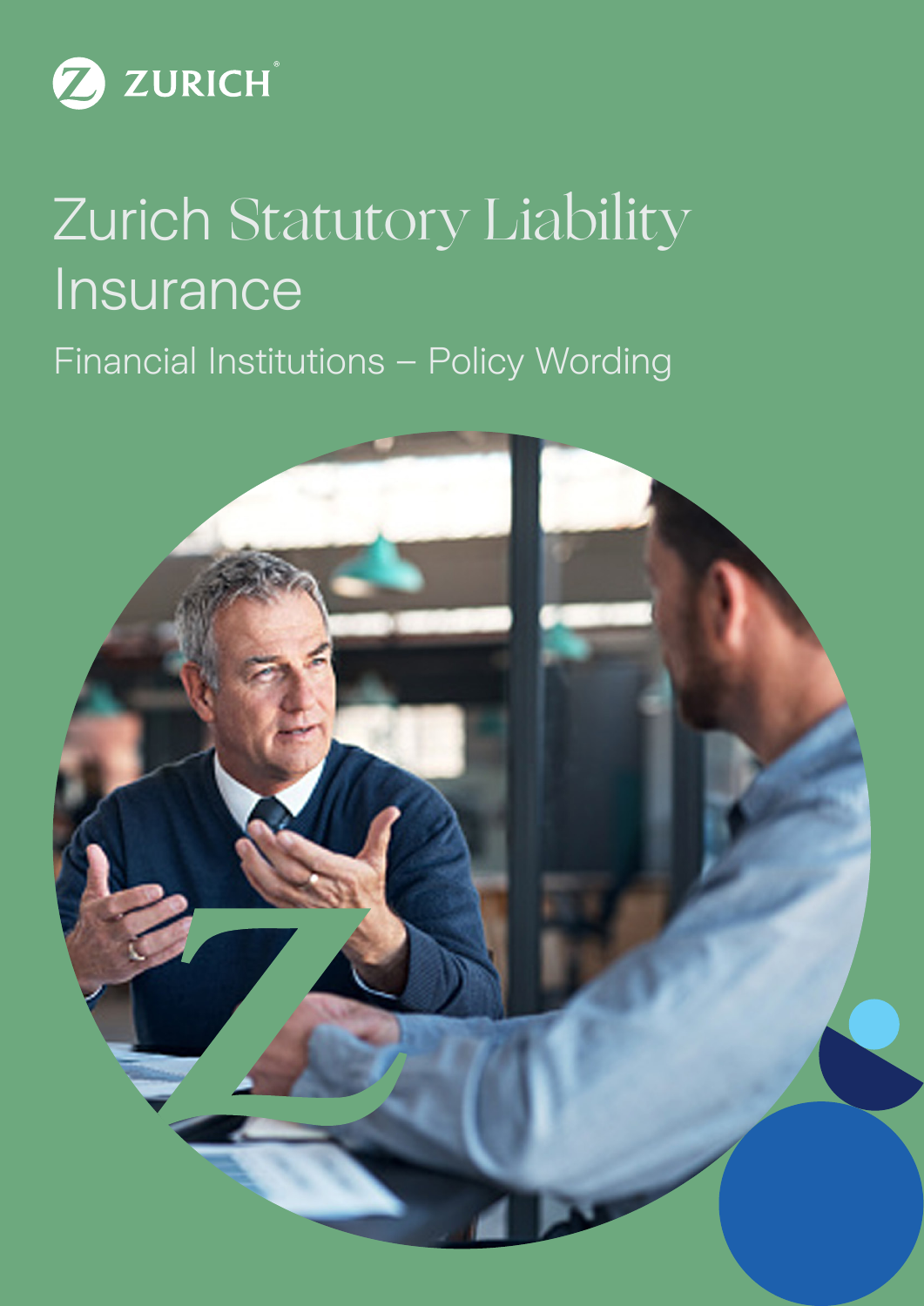ZURICH

# Zurich Statutory Liability Insurance

## Financial Institutions – Policy Wording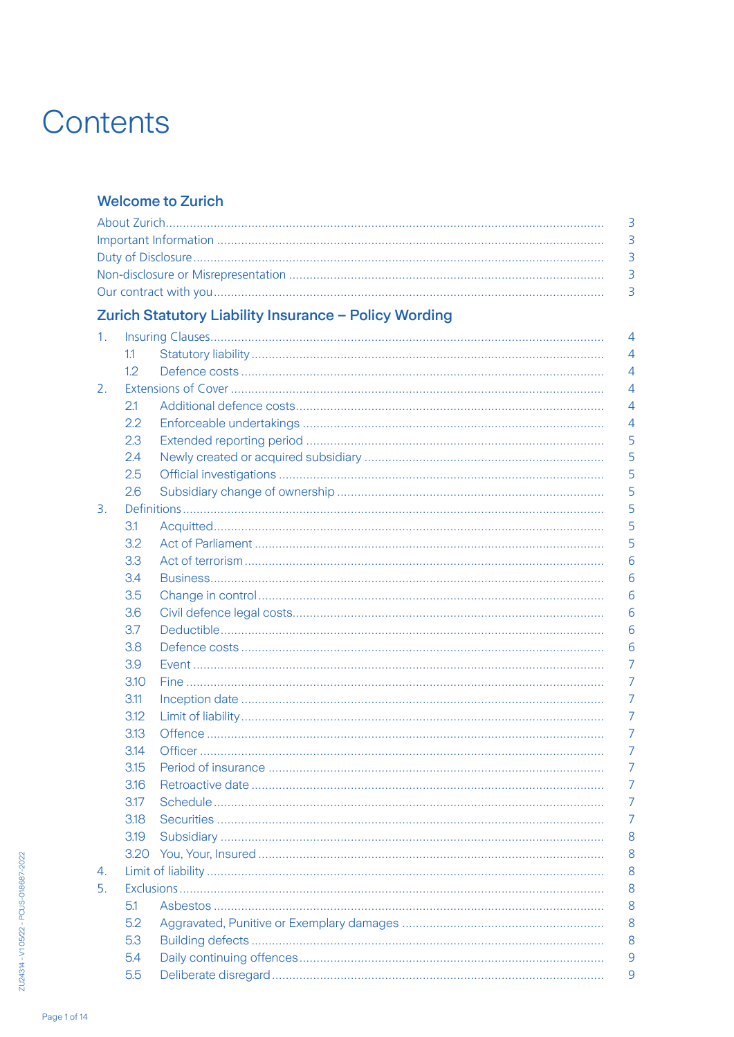# Contents

## Welcome to Zurich

| | | |
|---|---|---|
| About Zurich | | 3 |
| Important Information | | 3 |
| Duty of Disclosure | | 3 |
| Non-disclosure or Misrepresentation | | 3 |
| Our contract with you | | 3 |

## Zurich Statutory Liability Insurance – Policy Wording

| | | | |
|---|---|---|---|
| 1. | Insuring Clauses | | 4 |
| | 1.1 | Statutory liability | 4 |
| | 1.2 | Defence costs | 4 |
| 2. | Extensions of Cover | | 4 |
| | 2.1 | Additional defence costs | 4 |
| | 2.2 | Enforceable undertakings | 4 |
| | 2.3 | Extended reporting period | 5 |
| | 2.4 | Newly created or acquired subsidiary | 5 |
| | 2.5 | Official investigations | 5 |
| | 2.6 | Subsidiary change of ownership | 5 |
| 3. | Definitions | | 5 |
| | 3.1 | Acquitted | 5 |
| | 3.2 | Act of Parliament | 5 |
| | 3.3 | Act of terrorism | 6 |
| | 3.4 | Business | 6 |
| | 3.5 | Change in control | 6 |
| | 3.6 | Civil defence legal costs | 6 |
| | 3.7 | Deductible | 6 |
| | 3.8 | Defence costs | 6 |
| | 3.9 | Event | 7 |
| | 3.10 | Fine | 7 |
| | 3.11 | Inception date | 7 |
| | 3.12 | Limit of liability | 7 |
| | 3.13 | Offence | 7 |
| | 3.14 | Officer | 7 |
| | 3.15 | Period of insurance | 7 |
| | 3.16 | Retroactive date | 7 |
| | 3.17 | Schedule | 7 |
| | 3.18 | Securities | 7 |
| | 3.19 | Subsidiary | 8 |
| | 3.20 | You, Your, Insured | 8 |
| 4. | Limit of liability | | 8 |
| 5. | Exclusions | | 8 |
| | 5.1 | Asbestos | 8 |
| | 5.2 | Aggravated, Punitive or Exemplary damages | 8 |
| | 5.3 | Building defects | 8 |
| | 5.4 | Daily continuing offences | 9 |
| | 5.5 | Deliberate disregard | 9 |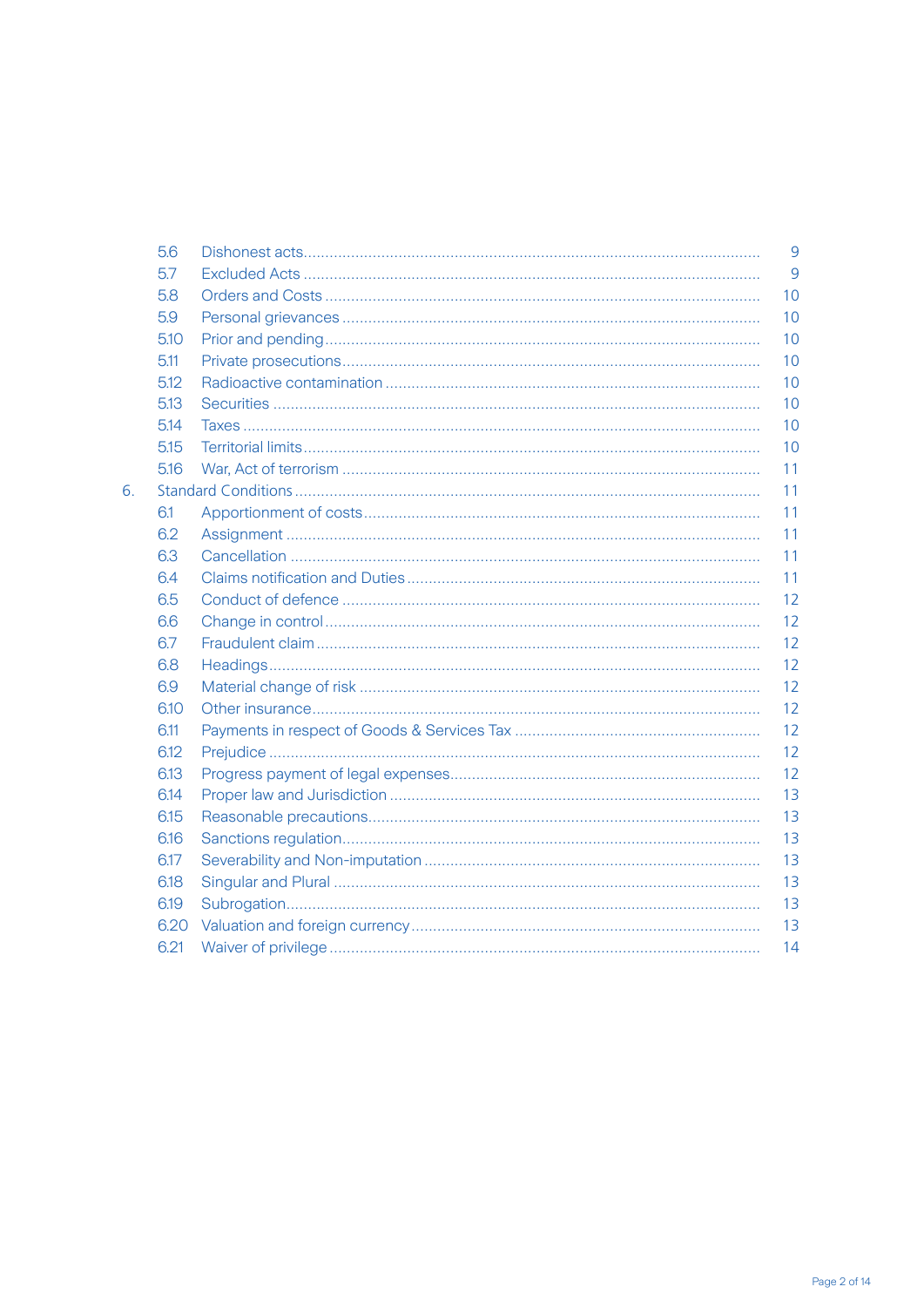| | | |
|---|---|---|
| 5.6 | Dishonest acts | 9 |
| 5.7 | Excluded Acts | 9 |
| 5.8 | Orders and Costs | 10 |
| 5.9 | Personal grievances | 10 |
| 5.10 | Prior and pending | 10 |
| 5.11 | Private prosecutions | 10 |
| 5.12 | Radioactive contamination | 10 |
| 5.13 | Securities | 10 |
| 5.14 | Taxes | 10 |
| 5.15 | Territorial limits | 10 |
| 5.16 | War, Act of terrorism | 11 |
| 6. | Standard Conditions | 11 |
| 6.1 | Apportionment of costs | 11 |
| 6.2 | Assignment | 11 |
| 6.3 | Cancellation | 11 |
| 6.4 | Claims notification and Duties | 11 |
| 6.5 | Conduct of defence | 12 |
| 6.6 | Change in control | 12 |
| 6.7 | Fraudulent claim | 12 |
| 6.8 | Headings | 12 |
| 6.9 | Material change of risk | 12 |
| 6.10 | Other insurance | 12 |
| 6.11 | Payments in respect of Goods & Services Tax | 12 |
| 6.12 | Prejudice | 12 |
| 6.13 | Progress payment of legal expenses | 12 |
| 6.14 | Proper law and Jurisdiction | 13 |
| 6.15 | Reasonable precautions | 13 |
| 6.16 | Sanctions regulation | 13 |
| 6.17 | Severability and Non-imputation | 13 |
| 6.18 | Singular and Plural | 13 |
| 6.19 | Subrogation | 13 |
| 6.20 | Valuation and foreign currency | 13 |
| 6.21 | Waiver of privilege | 14 |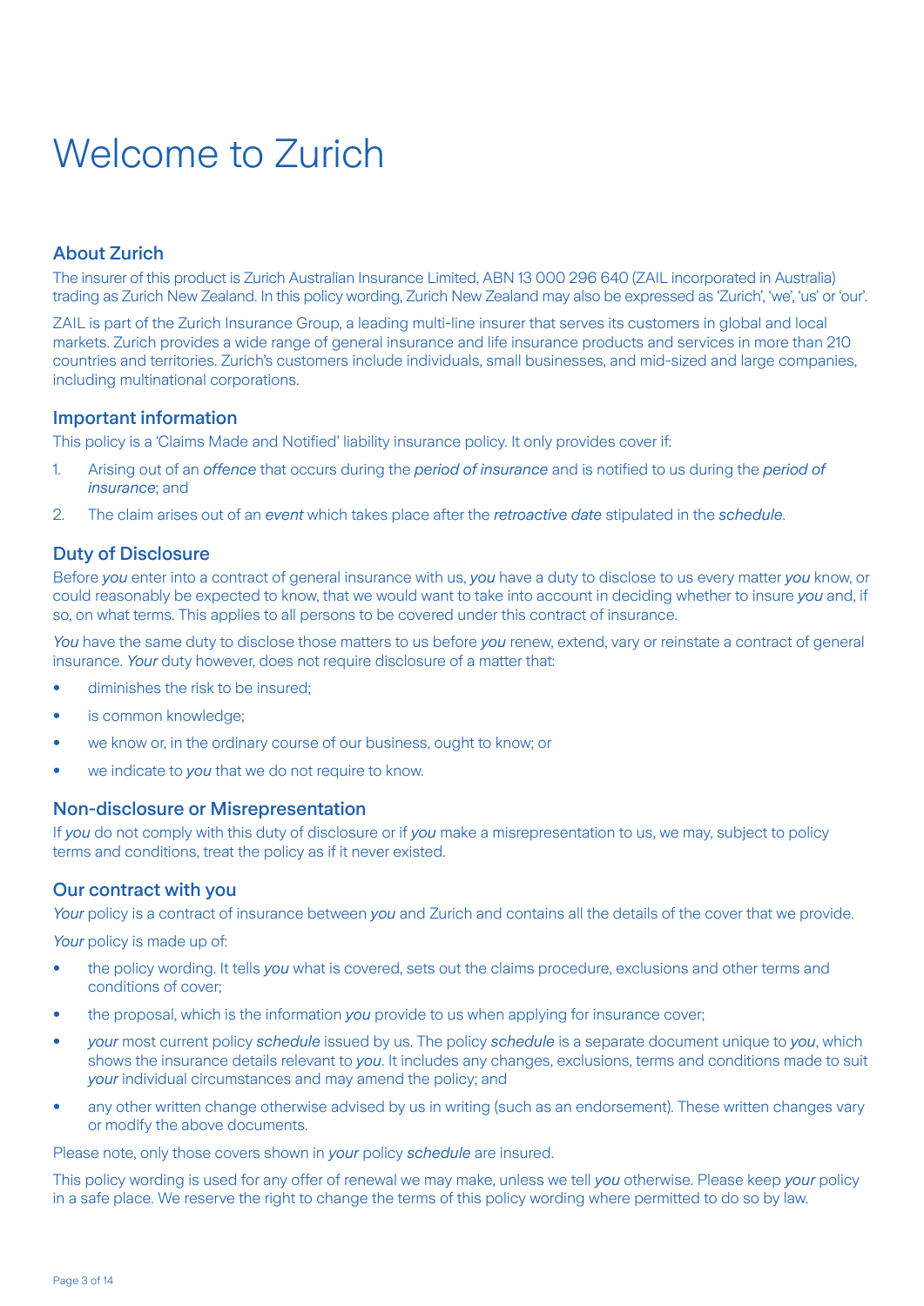# Welcome to Zurich

## About Zurich

The insurer of this product is Zurich Australian Insurance Limited, ABN 13 000 296 640 (ZAIL incorporated in Australia) trading as Zurich New Zealand. In this policy wording, Zurich New Zealand may also be expressed as 'Zurich', 'we', 'us' or 'our'.

ZAIL is part of the Zurich Insurance Group, a leading multi-line insurer that serves its customers in global and local markets. Zurich provides a wide range of general insurance and life insurance products and services in more than 210 countries and territories. Zurich's customers include individuals, small businesses, and mid-sized and large companies, including multinational corporations.

## Important information

This policy is a 'Claims Made and Notified' liability insurance policy. It only provides cover if:

1. Arising out of an *offence* that occurs during the *period of insurance* and is notified to us during the *period of insurance*; and
2. The claim arises out of an *event* which takes place after the *retroactive date* stipulated in the *schedule*.

## Duty of Disclosure

Before *you* enter into a contract of general insurance with us, *you* have a duty to disclose to us every matter *you* know, or could reasonably be expected to know, that we would want to take into account in deciding whether to insure *you* and, if so, on what terms. This applies to all persons to be covered under this contract of insurance.

*You* have the same duty to disclose those matters to us before *you* renew, extend, vary or reinstate a contract of general insurance. *Your* duty however, does not require disclosure of a matter that:

- diminishes the risk to be insured;
- is common knowledge;
- we know or, in the ordinary course of our business, ought to know; or
- we indicate to *you* that we do not require to know.

## Non-disclosure or Misrepresentation

If *you* do not comply with this duty of disclosure or if *you* make a misrepresentation to us, we may, subject to policy terms and conditions, treat the policy as if it never existed.

## Our contract with you

*Your* policy is a contract of insurance between *you* and Zurich and contains all the details of the cover that we provide.

*Your* policy is made up of:

- the policy wording. It tells *you* what is covered, sets out the claims procedure, exclusions and other terms and conditions of cover;
- the proposal, which is the information *you* provide to us when applying for insurance cover;
- *your* most current policy *schedule* issued by us. The policy *schedule* is a separate document unique to *you*, which shows the insurance details relevant to *you*. It includes any changes, exclusions, terms and conditions made to suit *your* individual circumstances and may amend the policy; and
- any other written change otherwise advised by us in writing (such as an endorsement). These written changes vary or modify the above documents.

Please note, only those covers shown in *your* policy *schedule* are insured.

This policy wording is used for any offer of renewal we may make, unless we tell *you* otherwise. Please keep *your* policy in a safe place. We reserve the right to change the terms of this policy wording where permitted to do so by law.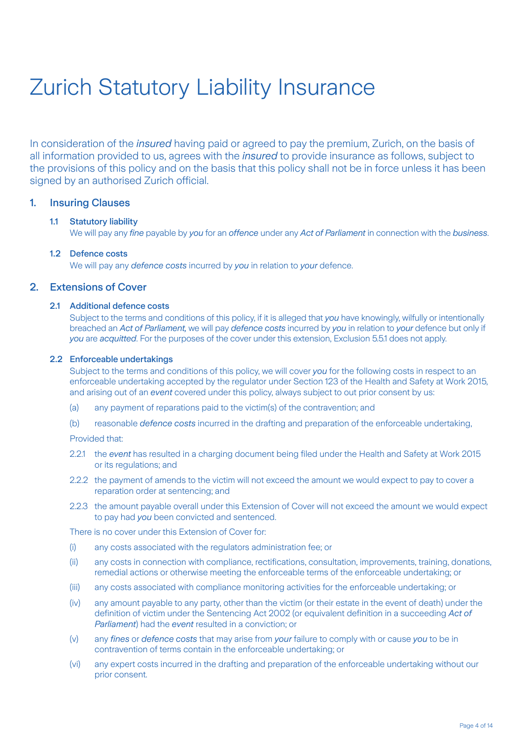# Zurich Statutory Liability Insurance

In consideration of the *insured* having paid or agreed to pay the premium, Zurich, on the basis of all information provided to us, agrees with the *insured* to provide insurance as follows, subject to the provisions of this policy and on the basis that this policy shall not be in force unless it has been signed by an authorised Zurich official.

## 1. Insuring Clauses

### 1.1 Statutory liability

We will pay any *fine* payable by *you* for an *offence* under any *Act of Parliament* in connection with the *business*.

### 1.2 Defence costs

We will pay any *defence costs* incurred by *you* in relation to *your* defence.

## 2. Extensions of Cover

### 2.1 Additional defence costs

Subject to the terms and conditions of this policy, if it is alleged that *you* have knowingly, wilfully or intentionally breached an *Act of Parliament,* we will pay *defence costs* incurred by *you* in relation to *your* defence but only if *you* are *acquitted*. For the purposes of the cover under this extension, Exclusion 5.5.1 does not apply.

### 2.2 Enforceable undertakings

Subject to the terms and conditions of this policy, we will cover *you* for the following costs in respect to an enforceable undertaking accepted by the regulator under Section 123 of the Health and Safety at Work 2015, and arising out of an *event* covered under this policy, always subject to out prior consent by us:

(a) any payment of reparations paid to the victim(s) of the contravention; and

(b) reasonable *defence costs* incurred in the drafting and preparation of the enforceable undertaking,

Provided that:

2.2.1 the *event* has resulted in a charging document being filed under the Health and Safety at Work 2015 or its regulations; and

2.2.2 the payment of amends to the victim will not exceed the amount we would expect to pay to cover a reparation order at sentencing; and

2.2.3 the amount payable overall under this Extension of Cover will not exceed the amount we would expect to pay had *you* been convicted and sentenced.

There is no cover under this Extension of Cover for:

(i) any costs associated with the regulators administration fee; or

(ii) any costs in connection with compliance, rectifications, consultation, improvements, training, donations, remedial actions or otherwise meeting the enforceable terms of the enforceable undertaking; or

(iii) any costs associated with compliance monitoring activities for the enforceable undertaking; or

(iv) any amount payable to any party, other than the victim (or their estate in the event of death) under the definition of victim under the Sentencing Act 2002 (or equivalent definition in a succeeding *Act of Parliament*) had the *event* resulted in a conviction; or

(v) any *fines* or *defence costs* that may arise from *your* failure to comply with or cause *you* to be in contravention of terms contain in the enforceable undertaking; or

(vi) any expert costs incurred in the drafting and preparation of the enforceable undertaking without our prior consent.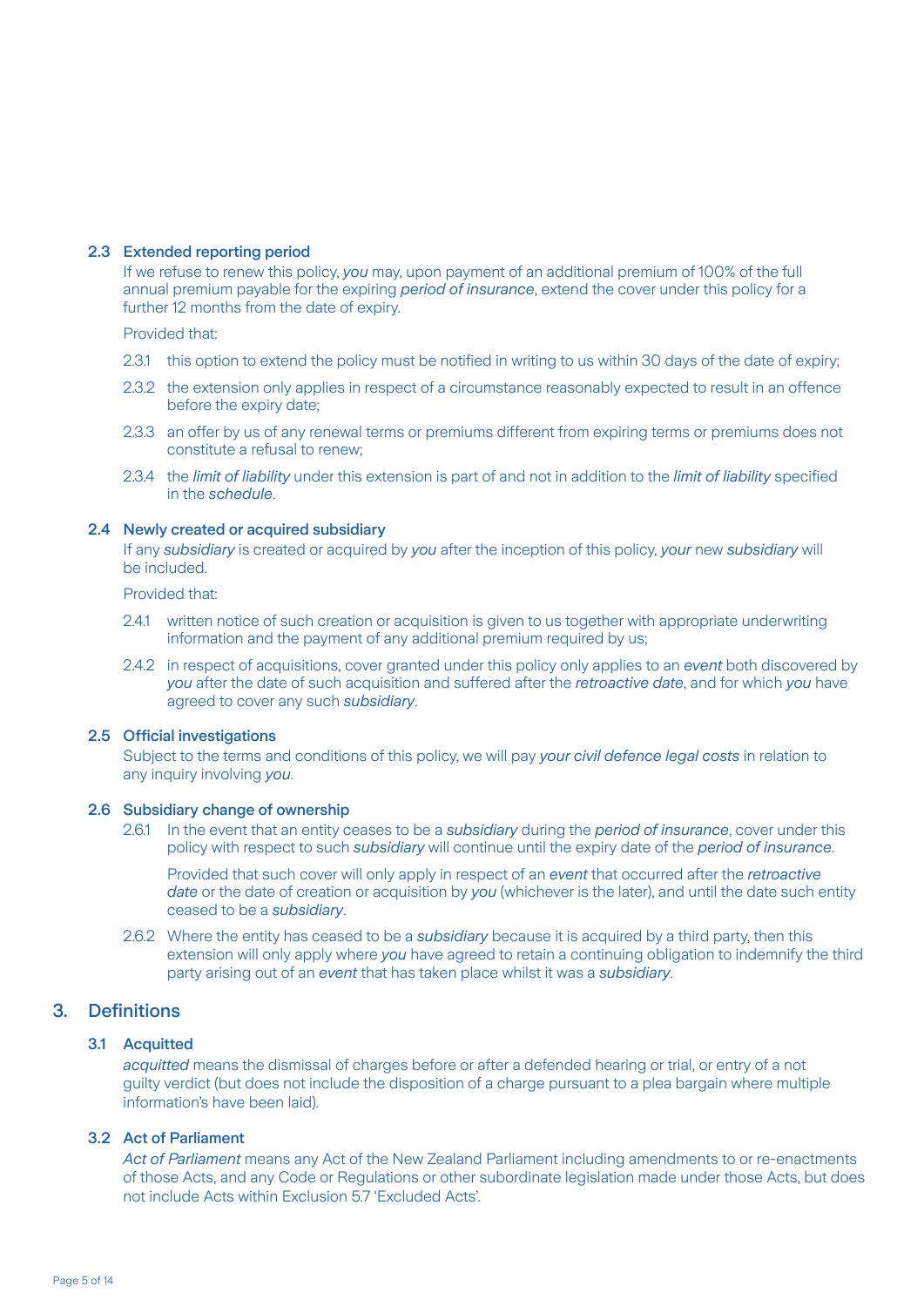### 2.3 Extended reporting period

If we refuse to renew this policy, *you* may, upon payment of an additional premium of 100% of the full annual premium payable for the expiring *period of insurance*, extend the cover under this policy for a further 12 months from the date of expiry.

Provided that:

2.3.1 this option to extend the policy must be notified in writing to us within 30 days of the date of expiry;

2.3.2 the extension only applies in respect of a circumstance reasonably expected to result in an offence before the expiry date;

2.3.3 an offer by us of any renewal terms or premiums different from expiring terms or premiums does not constitute a refusal to renew;

2.3.4 the *limit of liability* under this extension is part of and not in addition to the *limit of liability* specified in the *schedule*.

### 2.4 Newly created or acquired subsidiary

If any *subsidiary* is created or acquired by *you* after the inception of this policy, *your* new *subsidiary* will be included.

Provided that:

2.4.1 written notice of such creation or acquisition is given to us together with appropriate underwriting information and the payment of any additional premium required by us;

2.4.2 in respect of acquisitions, cover granted under this policy only applies to an *event* both discovered by *you* after the date of such acquisition and suffered after the *retroactive date*, and for which *you* have agreed to cover any such *subsidiary*.

### 2.5 Official investigations

Subject to the terms and conditions of this policy, we will pay *your civil defence legal costs* in relation to any inquiry involving *you*.

### 2.6 Subsidiary change of ownership

2.6.1 In the event that an entity ceases to be a *subsidiary* during the *period of insurance*, cover under this policy with respect to such *subsidiary* will continue until the expiry date of the *period of insurance*.

Provided that such cover will only apply in respect of an *event* that occurred after the *retroactive date* or the date of creation or acquisition by *you* (whichever is the later), and until the date such entity ceased to be a *subsidiary*.

2.6.2 Where the entity has ceased to be a *subsidiary* because it is acquired by a third party, then this extension will only apply where *you* have agreed to retain a continuing obligation to indemnify the third party arising out of an *event* that has taken place whilst it was a *subsidiary*.

## 3. Definitions

### 3.1 Acquitted

*acquitted* means the dismissal of charges before or after a defended hearing or trial, or entry of a not guilty verdict (but does not include the disposition of a charge pursuant to a plea bargain where multiple information's have been laid).

### 3.2 Act of Parliament

*Act of Parliament* means any Act of the New Zealand Parliament including amendments to or re-enactments of those Acts, and any Code or Regulations or other subordinate legislation made under those Acts, but does not include Acts within Exclusion 5.7 'Excluded Acts'.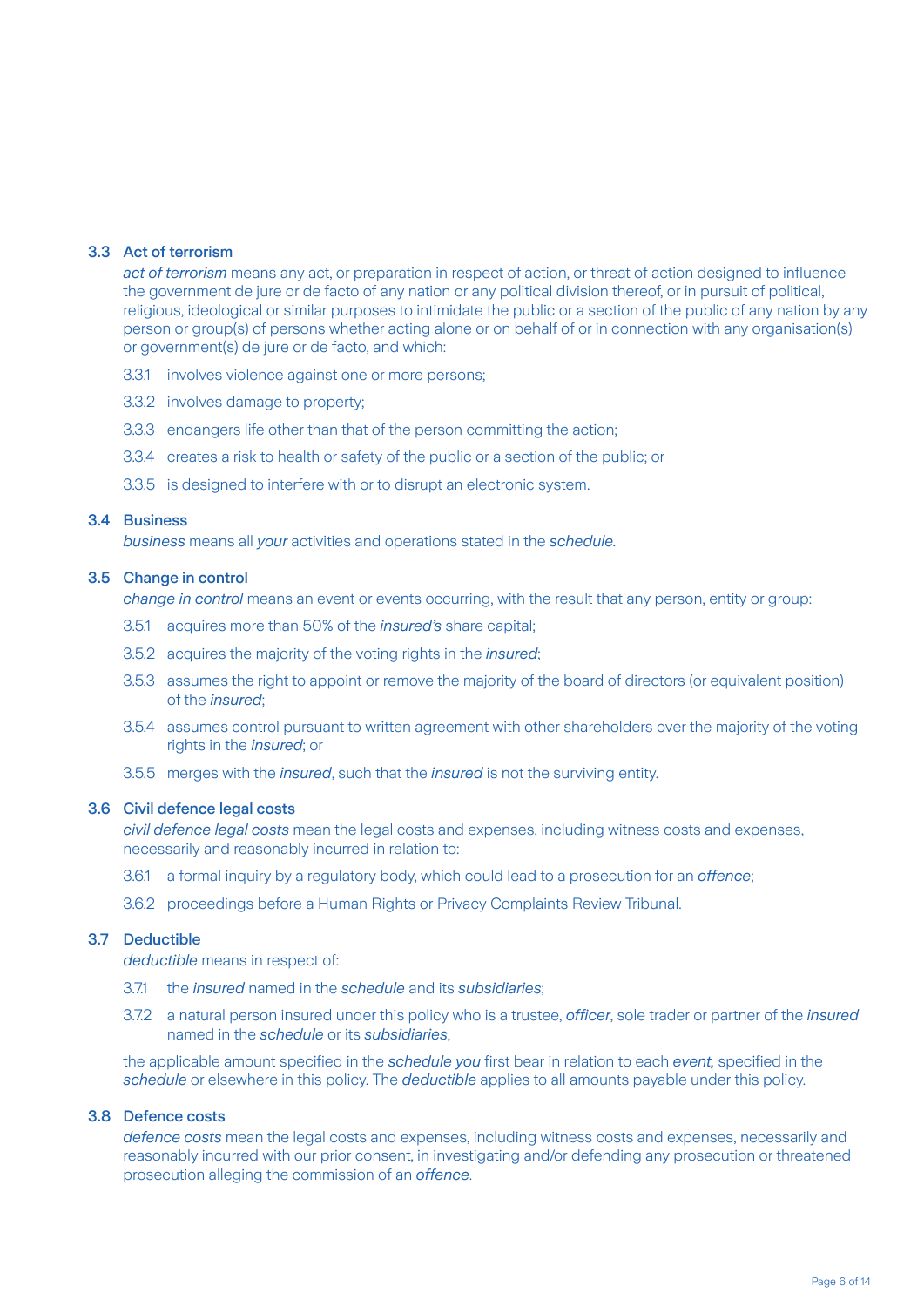### 3.3 Act of terrorism

*act of terrorism* means any act, or preparation in respect of action, or threat of action designed to influence the government de jure or de facto of any nation or any political division thereof, or in pursuit of political, religious, ideological or similar purposes to intimidate the public or a section of the public of any nation by any person or group(s) of persons whether acting alone or on behalf of or in connection with any organisation(s) or government(s) de jure or de facto, and which:

3.3.1 involves violence against one or more persons;

3.3.2 involves damage to property;

3.3.3 endangers life other than that of the person committing the action;

3.3.4 creates a risk to health or safety of the public or a section of the public; or

3.3.5 is designed to interfere with or to disrupt an electronic system.

### 3.4 Business

*business* means all *your* activities and operations stated in the *schedule*.

### 3.5 Change in control

*change in control* means an event or events occurring, with the result that any person, entity or group:

3.5.1 acquires more than 50% of the *insured's* share capital;

3.5.2 acquires the majority of the voting rights in the *insured*;

3.5.3 assumes the right to appoint or remove the majority of the board of directors (or equivalent position) of the *insured*;

3.5.4 assumes control pursuant to written agreement with other shareholders over the majority of the voting rights in the *insured*; or

3.5.5 merges with the *insured*, such that the *insured* is not the surviving entity.

### 3.6 Civil defence legal costs

*civil defence legal costs* mean the legal costs and expenses, including witness costs and expenses, necessarily and reasonably incurred in relation to:

3.6.1 a formal inquiry by a regulatory body, which could lead to a prosecution for an *offence*;

3.6.2 proceedings before a Human Rights or Privacy Complaints Review Tribunal.

### 3.7 Deductible

*deductible* means in respect of:

3.7.1 the *insured* named in the *schedule* and its *subsidiaries*;

3.7.2 a natural person insured under this policy who is a trustee, *officer*, sole trader or partner of the *insured* named in the *schedule* or its *subsidiaries*,

the applicable amount specified in the *schedule you* first bear in relation to each *event*, specified in the *schedule* or elsewhere in this policy. The *deductible* applies to all amounts payable under this policy.

### 3.8 Defence costs

*defence costs* mean the legal costs and expenses, including witness costs and expenses, necessarily and reasonably incurred with our prior consent, in investigating and/or defending any prosecution or threatened prosecution alleging the commission of an *offence*.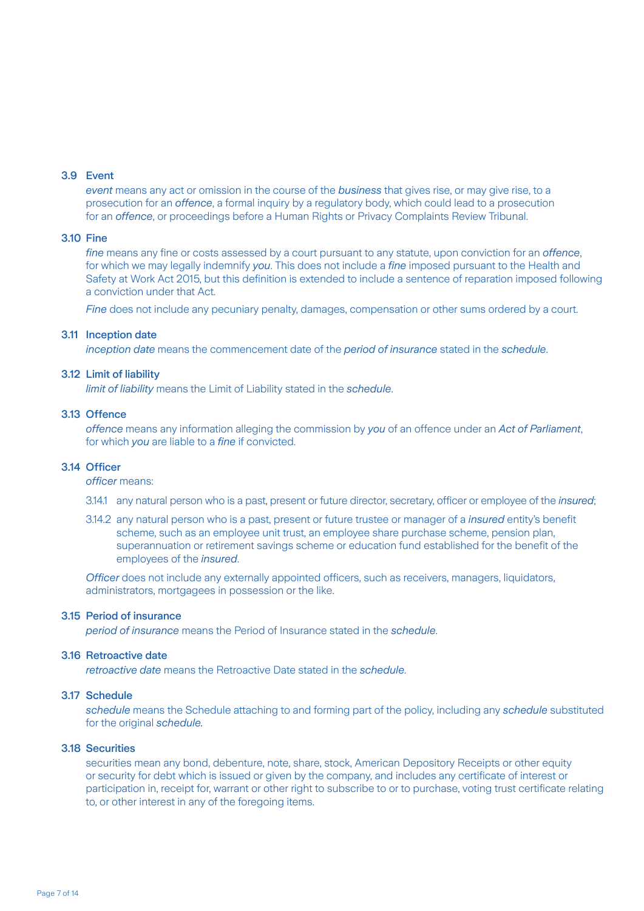### 3.9 Event

*event* means any act or omission in the course of the *business* that gives rise, or may give rise, to a prosecution for an *offence*, a formal inquiry by a regulatory body, which could lead to a prosecution for an *offence*, or proceedings before a Human Rights or Privacy Complaints Review Tribunal.

### 3.10 Fine

*fine* means any fine or costs assessed by a court pursuant to any statute, upon conviction for an *offence*, for which we may legally indemnify *you*. This does not include a *fine* imposed pursuant to the Health and Safety at Work Act 2015, but this definition is extended to include a sentence of reparation imposed following a conviction under that Act.

*Fine* does not include any pecuniary penalty, damages, compensation or other sums ordered by a court.

### 3.11 Inception date

*inception date* means the commencement date of the *period of insurance* stated in the *schedule*.

### 3.12 Limit of liability

*limit of liability* means the Limit of Liability stated in the *schedule*.

### 3.13 Offence

*offence* means any information alleging the commission by *you* of an offence under an *Act of Parliament*, for which *you* are liable to a *fine* if convicted.

### 3.14 Officer

*officer* means:

3.14.1 any natural person who is a past, present or future director, secretary, officer or employee of the *insured*;

3.14.2 any natural person who is a past, present or future trustee or manager of a *insured* entity's benefit scheme, such as an employee unit trust, an employee share purchase scheme, pension plan, superannuation or retirement savings scheme or education fund established for the benefit of the employees of the *insured*.

*Officer* does not include any externally appointed officers, such as receivers, managers, liquidators, administrators, mortgagees in possession or the like.

### 3.15 Period of insurance

*period of insurance* means the Period of Insurance stated in the *schedule*.

### 3.16 Retroactive date

*retroactive date* means the Retroactive Date stated in the *schedule*.

### 3.17 Schedule

*schedule* means the Schedule attaching to and forming part of the policy, including any *schedule* substituted for the original *schedule*.

### 3.18 Securities

securities mean any bond, debenture, note, share, stock, American Depository Receipts or other equity or security for debt which is issued or given by the company, and includes any certificate of interest or participation in, receipt for, warrant or other right to subscribe to or to purchase, voting trust certificate relating to, or other interest in any of the foregoing items.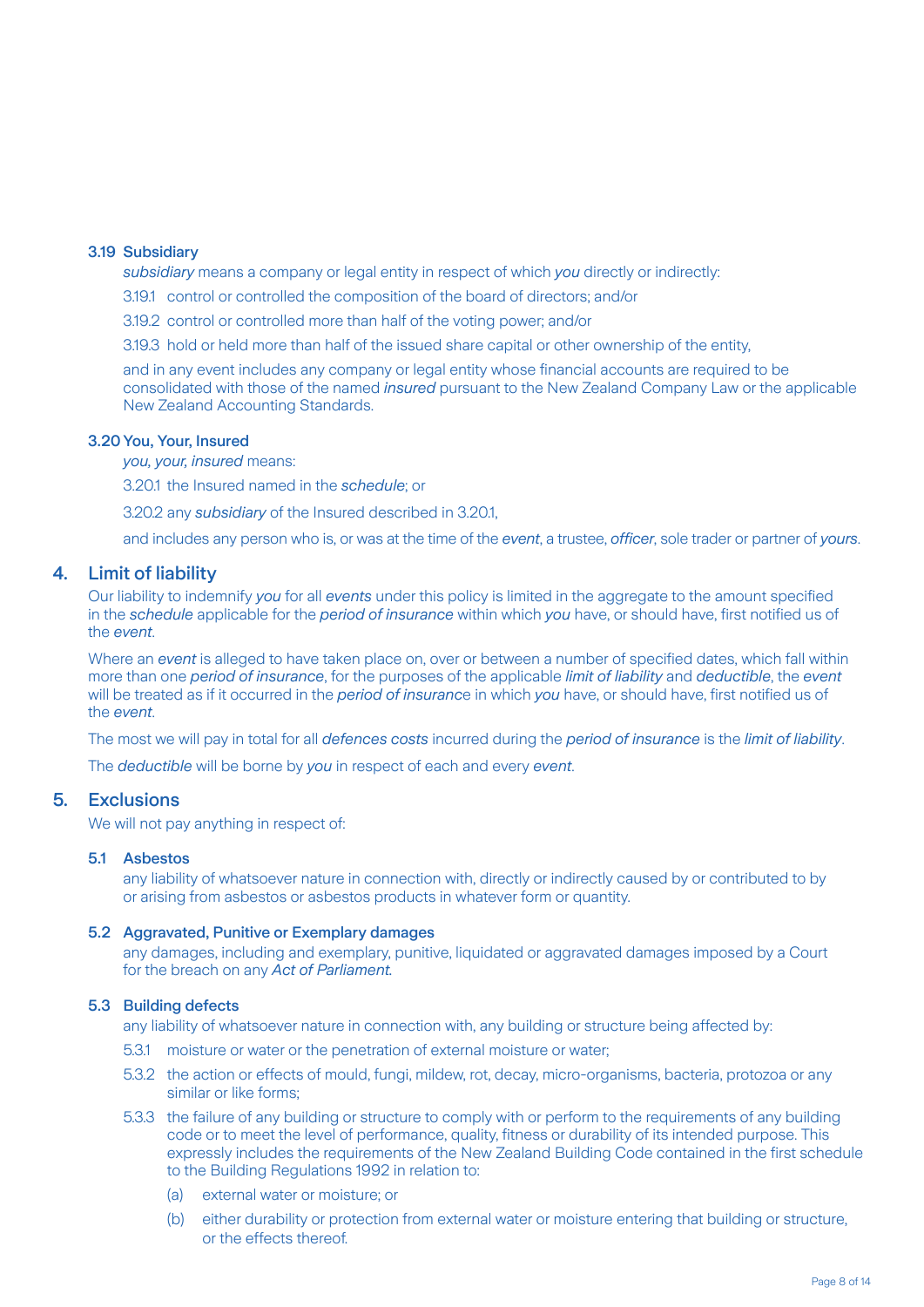### 3.19 Subsidiary

*subsidiary* means a company or legal entity in respect of which *you* directly or indirectly:

3.19.1 control or controlled the composition of the board of directors; and/or

3.19.2 control or controlled more than half of the voting power; and/or

3.19.3 hold or held more than half of the issued share capital or other ownership of the entity,

and in any event includes any company or legal entity whose financial accounts are required to be consolidated with those of the named *insured* pursuant to the New Zealand Company Law or the applicable New Zealand Accounting Standards.

### 3.20 You, Your, Insured

*you, your, insured* means:

3.20.1 the Insured named in the *schedule*; or

3.20.2 any *subsidiary* of the Insured described in 3.20.1,

and includes any person who is, or was at the time of the *event*, a trustee, *officer*, sole trader or partner of *yours*.

## 4. Limit of liability

Our liability to indemnify *you* for all *events* under this policy is limited in the aggregate to the amount specified in the *schedule* applicable for the *period of insurance* within which *you* have, or should have, first notified us of the *event*.

Where an *event* is alleged to have taken place on, over or between a number of specified dates, which fall within more than one *period of insurance*, for the purposes of the applicable *limit of liability* and *deductible*, the *event* will be treated as if it occurred in the *period of insurance* in which *you* have, or should have, first notified us of the *event*.

The most we will pay in total for all *defences costs* incurred during the *period of insurance* is the *limit of liability*.

The *deductible* will be borne by *you* in respect of each and every *event*.

## 5. Exclusions

We will not pay anything in respect of:

### 5.1 Asbestos

any liability of whatsoever nature in connection with, directly or indirectly caused by or contributed to by or arising from asbestos or asbestos products in whatever form or quantity.

### 5.2 Aggravated, Punitive or Exemplary damages

any damages, including and exemplary, punitive, liquidated or aggravated damages imposed by a Court for the breach on any *Act of Parliament.*

### 5.3 Building defects

any liability of whatsoever nature in connection with, any building or structure being affected by:

5.3.1 moisture or water or the penetration of external moisture or water;

5.3.2 the action or effects of mould, fungi, mildew, rot, decay, micro-organisms, bacteria, protozoa or any similar or like forms;

5.3.3 the failure of any building or structure to comply with or perform to the requirements of any building code or to meet the level of performance, quality, fitness or durability of its intended purpose. This expressly includes the requirements of the New Zealand Building Code contained in the first schedule to the Building Regulations 1992 in relation to:

(a) external water or moisture; or

(b) either durability or protection from external water or moisture entering that building or structure, or the effects thereof.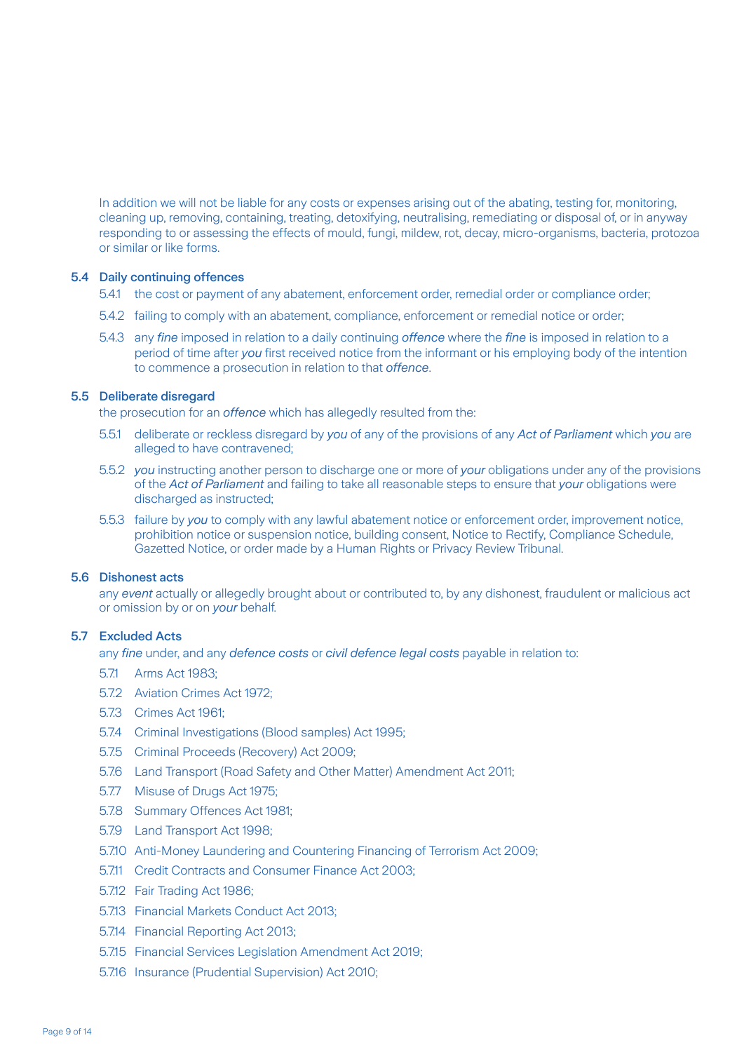In addition we will not be liable for any costs or expenses arising out of the abating, testing for, monitoring, cleaning up, removing, containing, treating, detoxifying, neutralising, remediating or disposal of, or in anyway responding to or assessing the effects of mould, fungi, mildew, rot, decay, micro-organisms, bacteria, protozoa or similar or like forms.

### 5.4 Daily continuing offences

5.4.1 the cost or payment of any abatement, enforcement order, remedial order or compliance order;

5.4.2 failing to comply with an abatement, compliance, enforcement or remedial notice or order;

5.4.3 any *fine* imposed in relation to a daily continuing *offence* where the *fine* is imposed in relation to a period of time after *you* first received notice from the informant or his employing body of the intention to commence a prosecution in relation to that *offence*.

### 5.5 Deliberate disregard

the prosecution for an *offence* which has allegedly resulted from the:

5.5.1 deliberate or reckless disregard by *you* of any of the provisions of any *Act of Parliament* which *you* are alleged to have contravened;

5.5.2 *you* instructing another person to discharge one or more of *your* obligations under any of the provisions of the *Act of Parliament* and failing to take all reasonable steps to ensure that *your* obligations were discharged as instructed;

5.5.3 failure by *you* to comply with any lawful abatement notice or enforcement order, improvement notice, prohibition notice or suspension notice, building consent, Notice to Rectify, Compliance Schedule, Gazetted Notice, or order made by a Human Rights or Privacy Review Tribunal.

### 5.6 Dishonest acts

any *event* actually or allegedly brought about or contributed to, by any dishonest, fraudulent or malicious act or omission by or on *your* behalf.

### 5.7 Excluded Acts

any *fine* under, and any *defence costs* or *civil defence legal costs* payable in relation to:

5.7.1 Arms Act 1983;

5.7.2 Aviation Crimes Act 1972;

5.7.3 Crimes Act 1961;

5.7.4 Criminal Investigations (Blood samples) Act 1995;

5.7.5 Criminal Proceeds (Recovery) Act 2009;

5.7.6 Land Transport (Road Safety and Other Matter) Amendment Act 2011;

5.7.7 Misuse of Drugs Act 1975;

5.7.8 Summary Offences Act 1981;

5.7.9 Land Transport Act 1998;

5.7.10 Anti-Money Laundering and Countering Financing of Terrorism Act 2009;

5.7.11 Credit Contracts and Consumer Finance Act 2003;

5.7.12 Fair Trading Act 1986;

5.7.13 Financial Markets Conduct Act 2013;

5.7.14 Financial Reporting Act 2013;

5.7.15 Financial Services Legislation Amendment Act 2019;

5.7.16 Insurance (Prudential Supervision) Act 2010;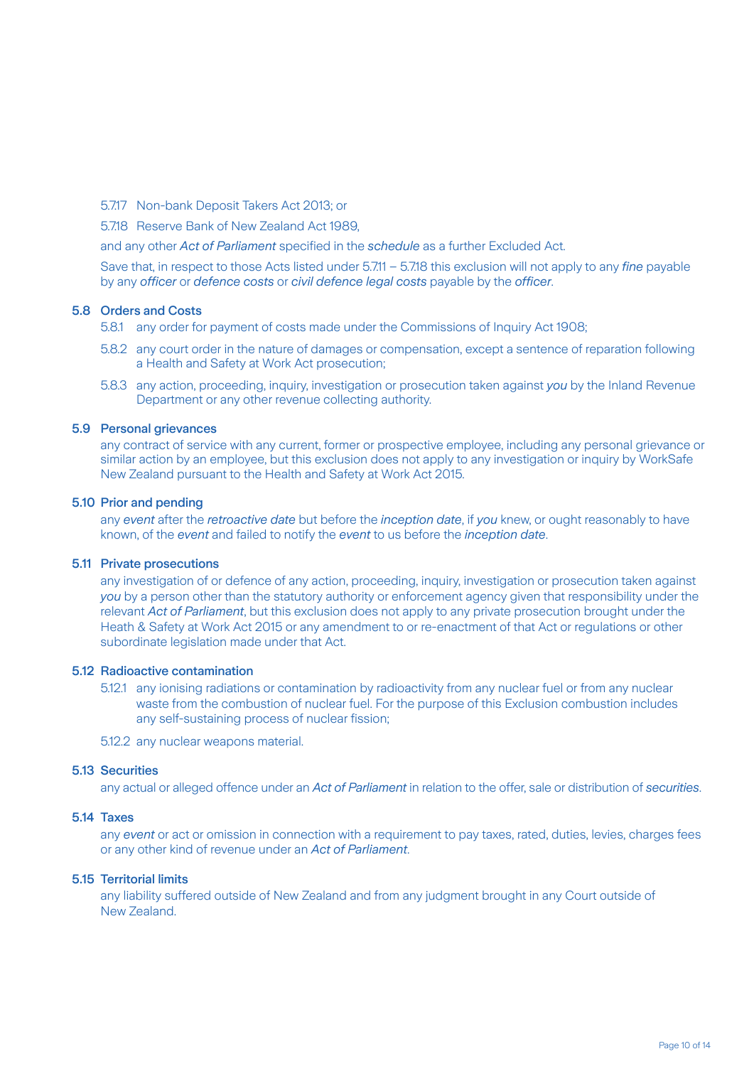5.7.17 Non-bank Deposit Takers Act 2013; or

5.7.18 Reserve Bank of New Zealand Act 1989,

and any other *Act of Parliament* specified in the *schedule* as a further Excluded Act.

Save that, in respect to those Acts listed under 5.7.11 – 5.7.18 this exclusion will not apply to any *fine* payable by any *officer* or *defence costs* or *civil defence legal costs* payable by the *officer*.

### 5.8 Orders and Costs

5.8.1 any order for payment of costs made under the Commissions of Inquiry Act 1908;

5.8.2 any court order in the nature of damages or compensation, except a sentence of reparation following a Health and Safety at Work Act prosecution;

5.8.3 any action, proceeding, inquiry, investigation or prosecution taken against *you* by the Inland Revenue Department or any other revenue collecting authority.

### 5.9 Personal grievances

any contract of service with any current, former or prospective employee, including any personal grievance or similar action by an employee, but this exclusion does not apply to any investigation or inquiry by WorkSafe New Zealand pursuant to the Health and Safety at Work Act 2015.

### 5.10 Prior and pending

any *event* after the *retroactive date* but before the *inception date*, if *you* knew, or ought reasonably to have known, of the *event* and failed to notify the *event* to us before the *inception date*.

### 5.11 Private prosecutions

any investigation of or defence of any action, proceeding, inquiry, investigation or prosecution taken against *you* by a person other than the statutory authority or enforcement agency given that responsibility under the relevant *Act of Parliament*, but this exclusion does not apply to any private prosecution brought under the Heath & Safety at Work Act 2015 or any amendment to or re-enactment of that Act or regulations or other subordinate legislation made under that Act.

### 5.12 Radioactive contamination

5.12.1 any ionising radiations or contamination by radioactivity from any nuclear fuel or from any nuclear waste from the combustion of nuclear fuel. For the purpose of this Exclusion combustion includes any self-sustaining process of nuclear fission;

5.12.2 any nuclear weapons material.

### 5.13 Securities

any actual or alleged offence under an *Act of Parliament* in relation to the offer, sale or distribution of *securities*.

### 5.14 Taxes

any *event* or act or omission in connection with a requirement to pay taxes, rated, duties, levies, charges fees or any other kind of revenue under an *Act of Parliament*.

### 5.15 Territorial limits

any liability suffered outside of New Zealand and from any judgment brought in any Court outside of New Zealand.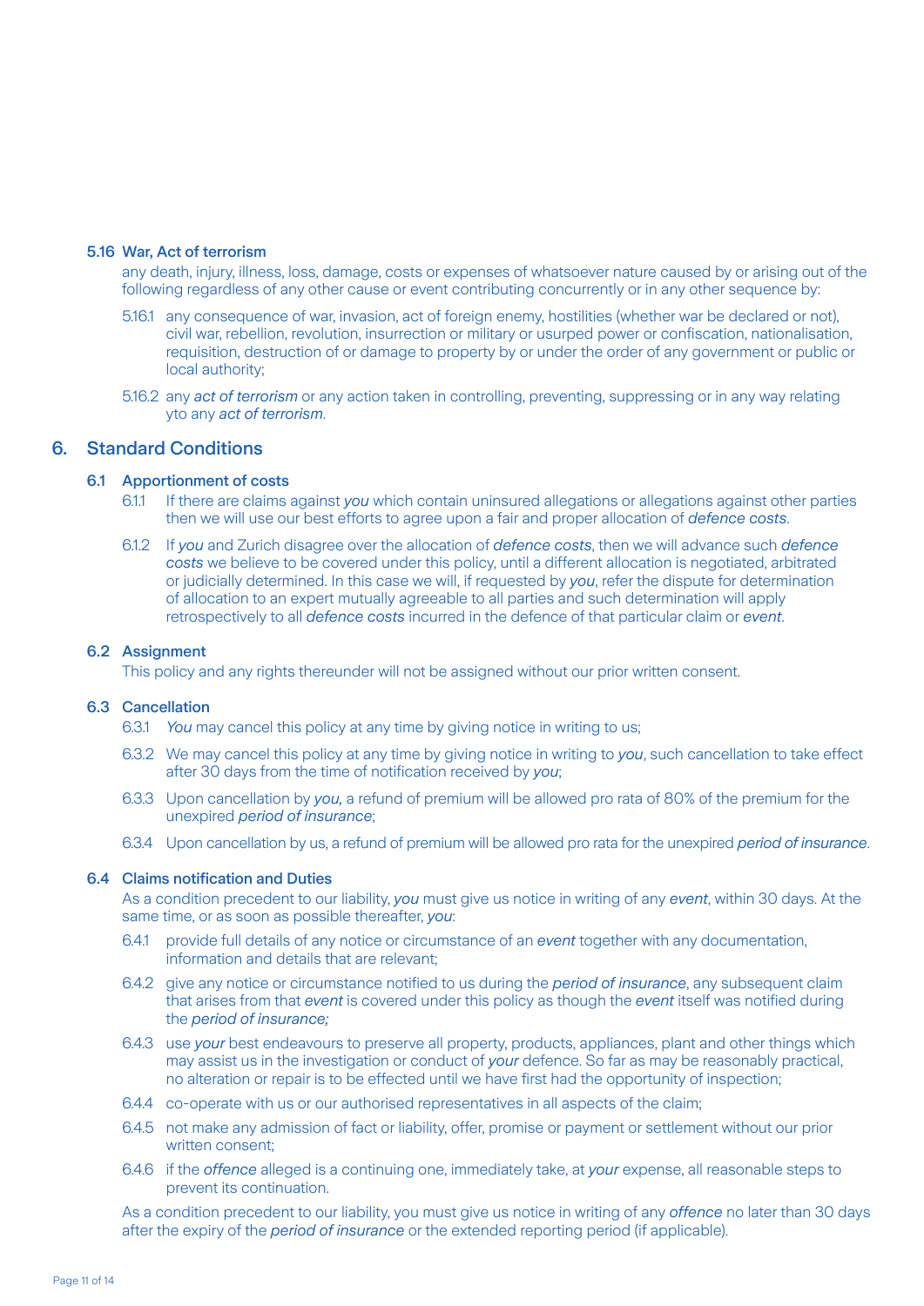### 5.16 War, Act of terrorism

any death, injury, illness, loss, damage, costs or expenses of whatsoever nature caused by or arising out of the following regardless of any other cause or event contributing concurrently or in any other sequence by:

5.16.1 any consequence of war, invasion, act of foreign enemy, hostilities (whether war be declared or not), civil war, rebellion, revolution, insurrection or military or usurped power or confiscation, nationalisation, requisition, destruction of or damage to property by or under the order of any government or public or local authority;

5.16.2 any *act of terrorism* or any action taken in controlling, preventing, suppressing or in any way relating yto any *act of terrorism*.

## 6. Standard Conditions

### 6.1 Apportionment of costs

6.1.1 If there are claims against *you* which contain uninsured allegations or allegations against other parties then we will use our best efforts to agree upon a fair and proper allocation of *defence costs*.

6.1.2 If *you* and Zurich disagree over the allocation of *defence costs*, then we will advance such *defence costs* we believe to be covered under this policy, until a different allocation is negotiated, arbitrated or judicially determined. In this case we will, if requested by *you*, refer the dispute for determination of allocation to an expert mutually agreeable to all parties and such determination will apply retrospectively to all *defence costs* incurred in the defence of that particular claim or *event*.

### 6.2 Assignment

This policy and any rights thereunder will not be assigned without our prior written consent.

### 6.3 Cancellation

6.3.1 *You* may cancel this policy at any time by giving notice in writing to us;

6.3.2 We may cancel this policy at any time by giving notice in writing to *you*, such cancellation to take effect after 30 days from the time of notification received by *you*;

6.3.3 Upon cancellation by *you*, a refund of premium will be allowed pro rata of 80% of the premium for the unexpired *period of insurance*;

6.3.4 Upon cancellation by us, a refund of premium will be allowed pro rata for the unexpired *period of insurance*.

### 6.4 Claims notification and Duties

As a condition precedent to our liability, *you* must give us notice in writing of any *event*, within 30 days. At the same time, or as soon as possible thereafter, *you*:

6.4.1 provide full details of any notice or circumstance of an *event* together with any documentation, information and details that are relevant;

6.4.2 give any notice or circumstance notified to us during the *period of insurance*, any subsequent claim that arises from that *event* is covered under this policy as though the *event* itself was notified during the *period of insurance;*

6.4.3 use *your* best endeavours to preserve all property, products, appliances, plant and other things which may assist us in the investigation or conduct of *your* defence. So far as may be reasonably practical, no alteration or repair is to be effected until we have first had the opportunity of inspection;

6.4.4 co-operate with us or our authorised representatives in all aspects of the claim;

6.4.5 not make any admission of fact or liability, offer, promise or payment or settlement without our prior written consent;

6.4.6 if the *offence* alleged is a continuing one, immediately take, at *your* expense, all reasonable steps to prevent its continuation.

As a condition precedent to our liability, you must give us notice in writing of any *offence* no later than 30 days after the expiry of the *period of insurance* or the extended reporting period (if applicable).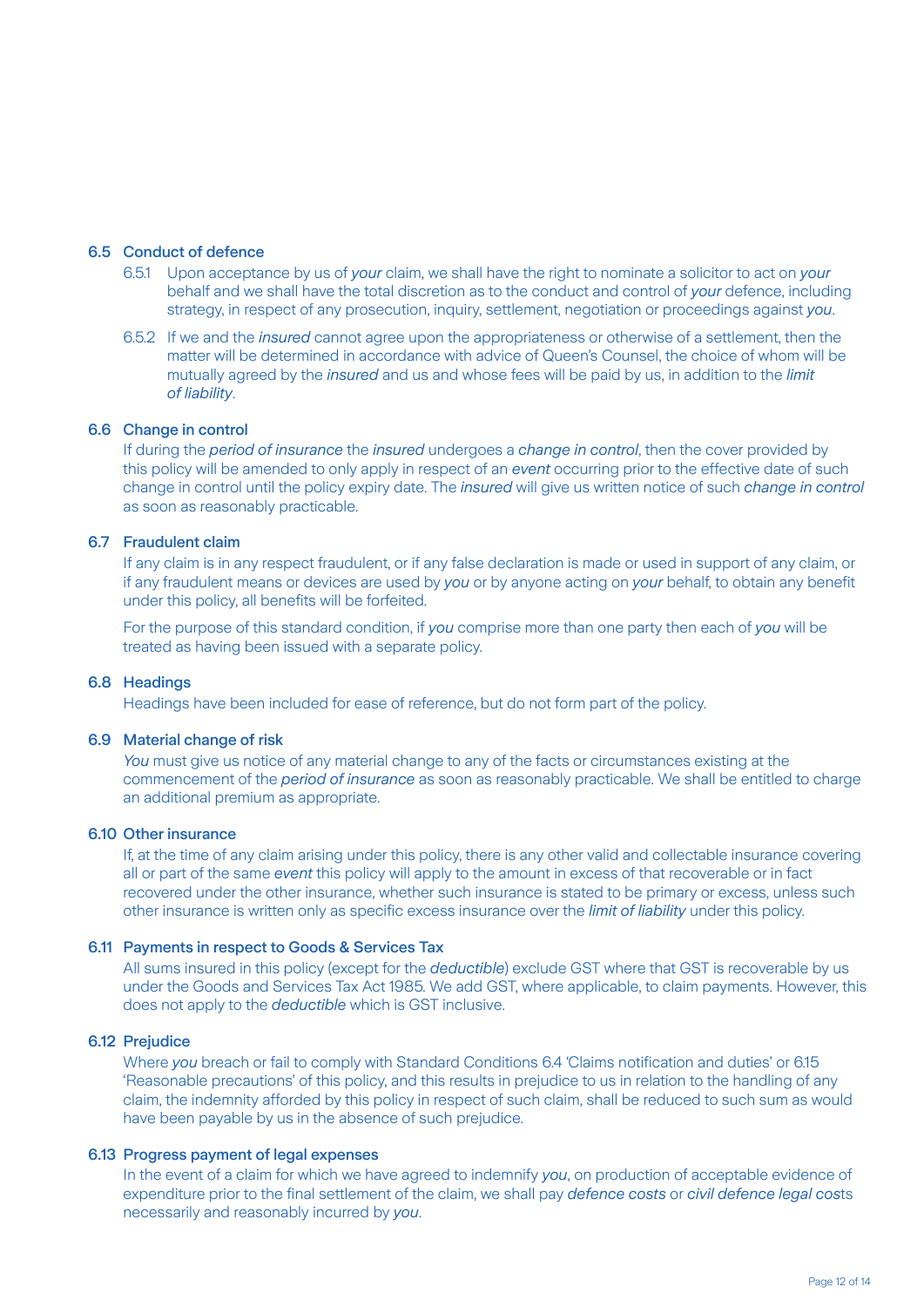### 6.5 Conduct of defence

6.5.1 Upon acceptance by us of *your* claim, we shall have the right to nominate a solicitor to act on *your* behalf and we shall have the total discretion as to the conduct and control of *your* defence, including strategy, in respect of any prosecution, inquiry, settlement, negotiation or proceedings against *you*.

6.5.2 If we and the *insured* cannot agree upon the appropriateness or otherwise of a settlement, then the matter will be determined in accordance with advice of Queen's Counsel, the choice of whom will be mutually agreed by the *insured* and us and whose fees will be paid by us, in addition to the *limit of liability*.

### 6.6 Change in control

If during the *period of insurance* the *insured* undergoes a *change in control*, then the cover provided by this policy will be amended to only apply in respect of an *event* occurring prior to the effective date of such change in control until the policy expiry date. The *insured* will give us written notice of such *change in control* as soon as reasonably practicable.

### 6.7 Fraudulent claim

If any claim is in any respect fraudulent, or if any false declaration is made or used in support of any claim, or if any fraudulent means or devices are used by *you* or by anyone acting on *your* behalf, to obtain any benefit under this policy, all benefits will be forfeited.

For the purpose of this standard condition, if *you* comprise more than one party then each of *you* will be treated as having been issued with a separate policy.

### 6.8 Headings

Headings have been included for ease of reference, but do not form part of the policy.

### 6.9 Material change of risk

*You* must give us notice of any material change to any of the facts or circumstances existing at the commencement of the *period of insurance* as soon as reasonably practicable. We shall be entitled to charge an additional premium as appropriate.

### 6.10 Other insurance

If, at the time of any claim arising under this policy, there is any other valid and collectable insurance covering all or part of the same *event* this policy will apply to the amount in excess of that recoverable or in fact recovered under the other insurance, whether such insurance is stated to be primary or excess, unless such other insurance is written only as specific excess insurance over the *limit of liability* under this policy.

### 6.11 Payments in respect to Goods & Services Tax

All sums insured in this policy (except for the *deductible*) exclude GST where that GST is recoverable by us under the Goods and Services Tax Act 1985. We add GST, where applicable, to claim payments. However, this does not apply to the *deductible* which is GST inclusive.

### 6.12 Prejudice

Where *you* breach or fail to comply with Standard Conditions 6.4 'Claims notification and duties' or 6.15 'Reasonable precautions' of this policy, and this results in prejudice to us in relation to the handling of any claim, the indemnity afforded by this policy in respect of such claim, shall be reduced to such sum as would have been payable by us in the absence of such prejudice.

### 6.13 Progress payment of legal expenses

In the event of a claim for which we have agreed to indemnify *you*, on production of acceptable evidence of expenditure prior to the final settlement of the claim, we shall pay *defence costs* or *civil defence legal costs* necessarily and reasonably incurred by *you*.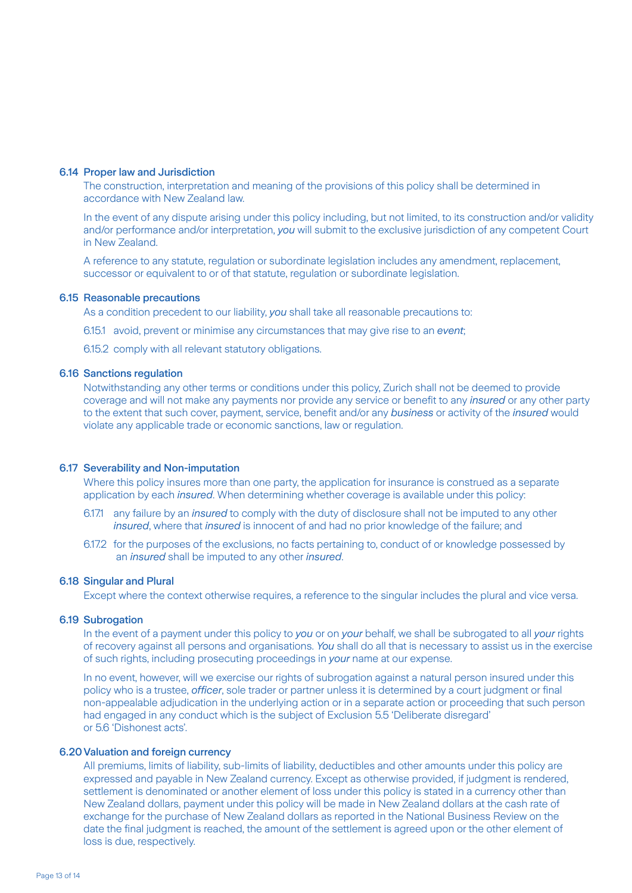### 6.14 Proper law and Jurisdiction

The construction, interpretation and meaning of the provisions of this policy shall be determined in accordance with New Zealand law.

In the event of any dispute arising under this policy including, but not limited, to its construction and/or validity and/or performance and/or interpretation, *you* will submit to the exclusive jurisdiction of any competent Court in New Zealand.

A reference to any statute, regulation or subordinate legislation includes any amendment, replacement, successor or equivalent to or of that statute, regulation or subordinate legislation.

### 6.15 Reasonable precautions

As a condition precedent to our liability, *you* shall take all reasonable precautions to:

6.15.1 avoid, prevent or minimise any circumstances that may give rise to an *event*;

6.15.2 comply with all relevant statutory obligations.

### 6.16 Sanctions regulation

Notwithstanding any other terms or conditions under this policy, Zurich shall not be deemed to provide coverage and will not make any payments nor provide any service or benefit to any *insured* or any other party to the extent that such cover, payment, service, benefit and/or any *business* or activity of the *insured* would violate any applicable trade or economic sanctions, law or regulation.

### 6.17 Severability and Non-imputation

Where this policy insures more than one party, the application for insurance is construed as a separate application by each *insured*. When determining whether coverage is available under this policy:

6.17.1 any failure by an *insured* to comply with the duty of disclosure shall not be imputed to any other *insured*, where that *insured* is innocent of and had no prior knowledge of the failure; and

6.17.2 for the purposes of the exclusions, no facts pertaining to, conduct of or knowledge possessed by an *insured* shall be imputed to any other *insured*.

### 6.18 Singular and Plural

Except where the context otherwise requires, a reference to the singular includes the plural and vice versa.

### 6.19 Subrogation

In the event of a payment under this policy to *you* or on *your* behalf, we shall be subrogated to all *your* rights of recovery against all persons and organisations. *You* shall do all that is necessary to assist us in the exercise of such rights, including prosecuting proceedings in *your* name at our expense.

In no event, however, will we exercise our rights of subrogation against a natural person insured under this policy who is a trustee, *officer*, sole trader or partner unless it is determined by a court judgment or final non-appealable adjudication in the underlying action or in a separate action or proceeding that such person had engaged in any conduct which is the subject of Exclusion 5.5 'Deliberate disregard' or 5.6 'Dishonest acts'.

### 6.20 Valuation and foreign currency

All premiums, limits of liability, sub-limits of liability, deductibles and other amounts under this policy are expressed and payable in New Zealand currency. Except as otherwise provided, if judgment is rendered, settlement is denominated or another element of loss under this policy is stated in a currency other than New Zealand dollars, payment under this policy will be made in New Zealand dollars at the cash rate of exchange for the purchase of New Zealand dollars as reported in the National Business Review on the date the final judgment is reached, the amount of the settlement is agreed upon or the other element of loss is due, respectively.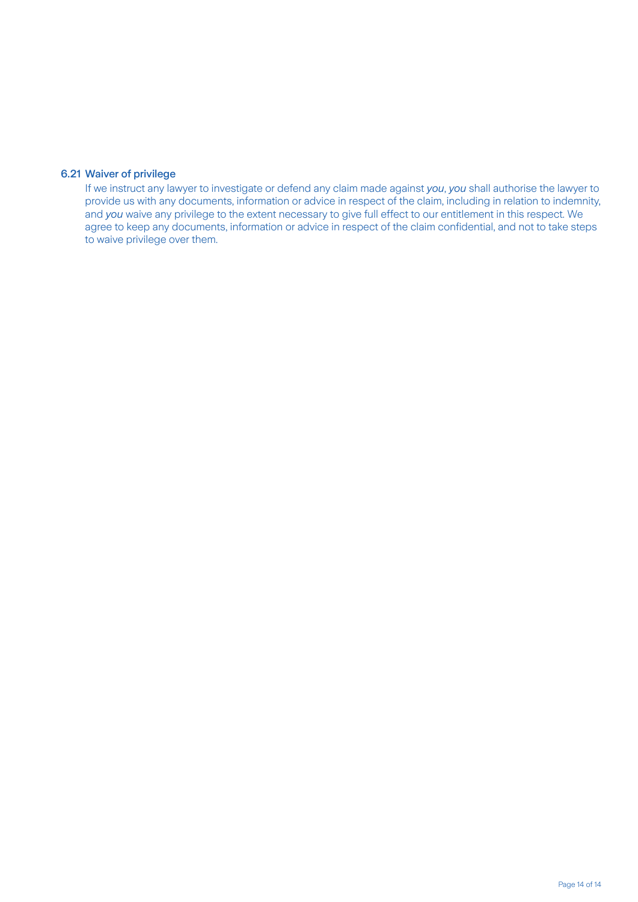### 6.21 Waiver of privilege

If we instruct any lawyer to investigate or defend any claim made against *you*, *you* shall authorise the lawyer to provide us with any documents, information or advice in respect of the claim, including in relation to indemnity, and *you* waive any privilege to the extent necessary to give full effect to our entitlement in this respect. We agree to keep any documents, information or advice in respect of the claim confidential, and not to take steps to waive privilege over them.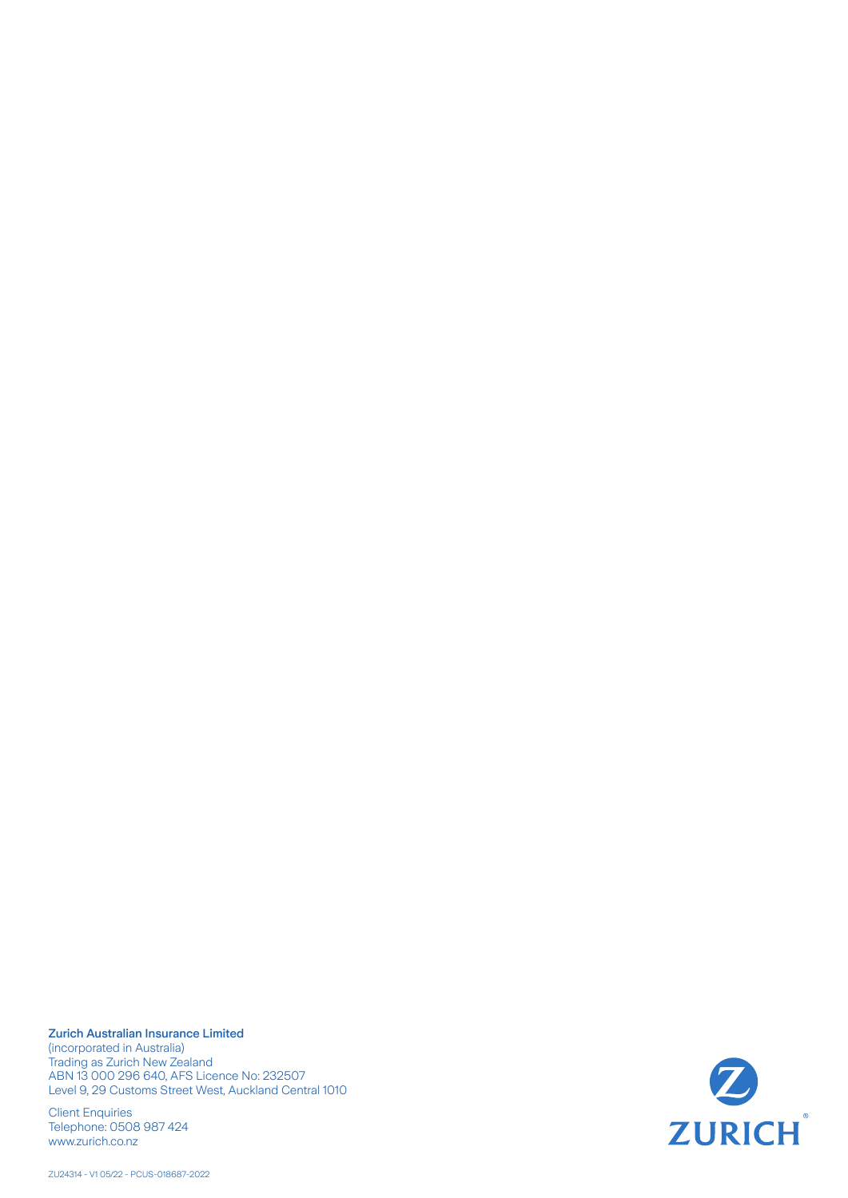**Zurich Australian Insurance Limited**
(incorporated in Australia)
Trading as Zurich New Zealand
ABN 13 000 296 640, AFS Licence No: 232507
Level 9, 29 Customs Street West, Auckland Central 1010

Client Enquiries
Telephone: 0508 987 424
www.zurich.co.nz

ZURICH®

ZU24314 - V1 05/22 - PCUS-018687-2022